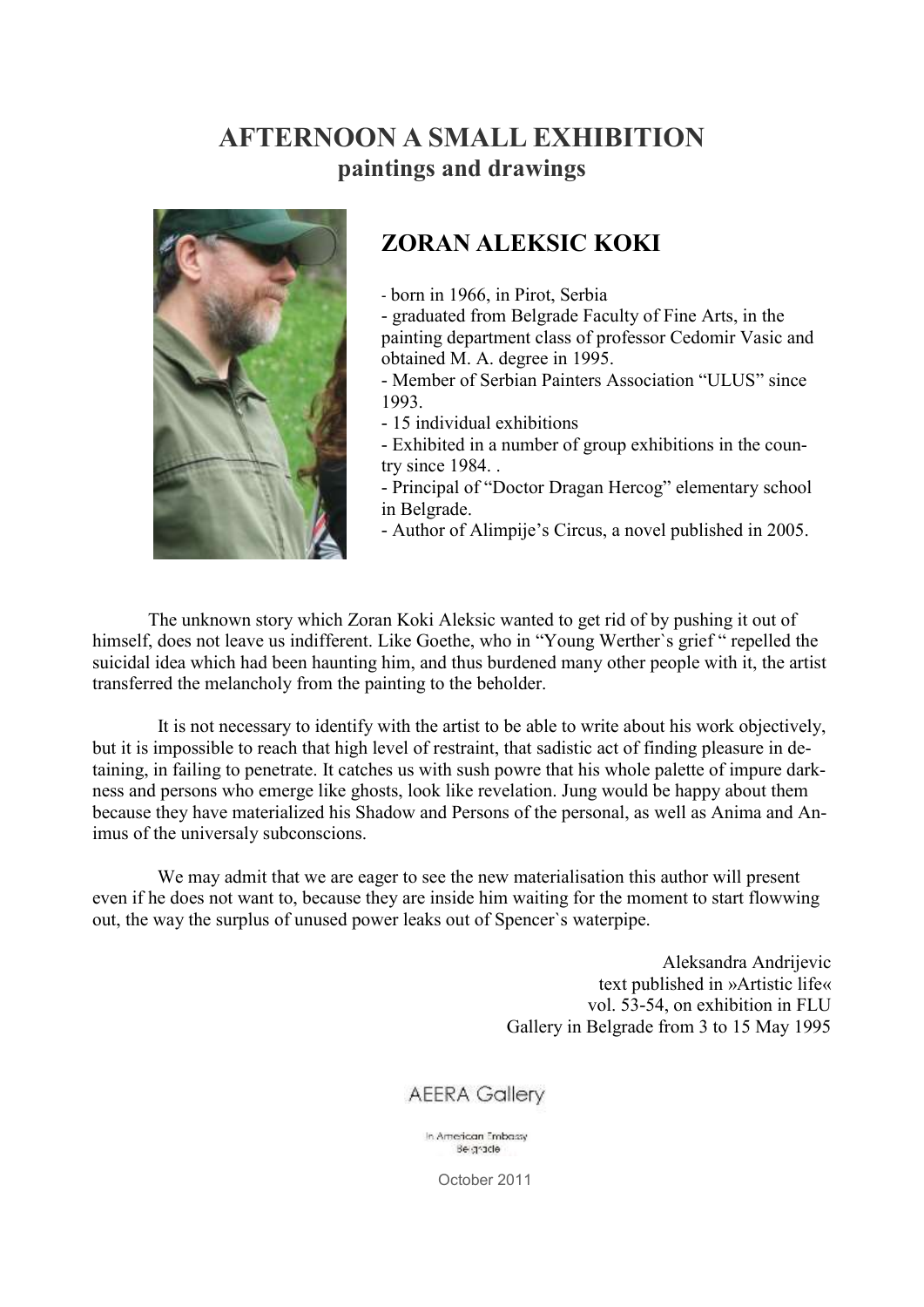# AFTERNOON A SMALL EXHIBITION
## paintings and drawings

## ZORAN ALEKSIC KOKI

- born in 1966, in Pirot, Serbia
- graduated from Belgrade Faculty of Fine Arts, in the painting department class of professor Cedomir Vasic and obtained M. A. degree in 1995.
- Member of Serbian Painters Association "ULUS" since 1993.
- 15 individual exhibitions
- Exhibited in a number of group exhibitions in the country since 1984. .
- Principal of "Doctor Dragan Hercog" elementary school in Belgrade.
- Author of Alimpije's Circus, a novel published in 2005.

The unknown story which Zoran Koki Aleksic wanted to get rid of by pushing it out of himself, does not leave us indifferent. Like Goethe, who in "Young Werther`s grief " repelled the suicidal idea which had been haunting him, and thus burdened many other people with it, the artist transferred the melancholy from the painting to the beholder.

It is not necessary to identify with the artist to be able to write about his work objectively, but it is impossible to reach that high level of restraint, that sadistic act of finding pleasure in detaining, in failing to penetrate. It catches us with sush powre that his whole palette of impure darkness and persons who emerge like ghosts, look like revelation. Jung would be happy about them because they have materialized his Shadow and Persons of the personal, as well as Anima and Animus of the universaly subconscions.

We may admit that we are eager to see the new materialisation this author will present even if he does not want to, because they are inside him waiting for the moment to start flowwing out, the way the surplus of unused power leaks out of Spencer`s waterpipe.

Aleksandra Andrijevic
text published in »Artistic life«
vol. 53-54, on exhibition in FLU
Gallery in Belgrade from 3 to 15 May 1995

AEERA Gallery

In American Embassy
Belgrade

October 2011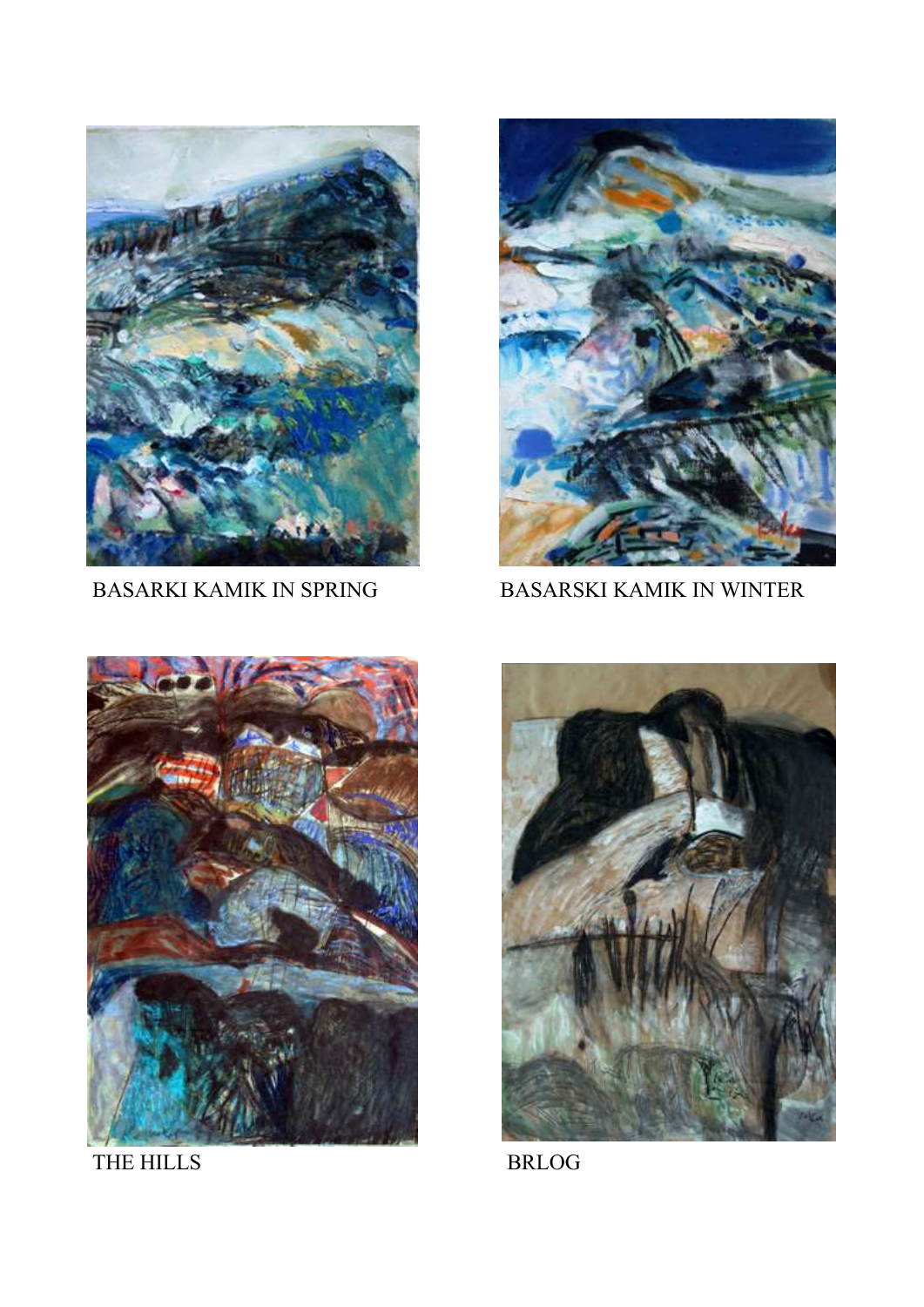BASARKI KAMIK IN SPRING

BASARSKI KAMIK IN WINTER

THE HILLS

BRLOG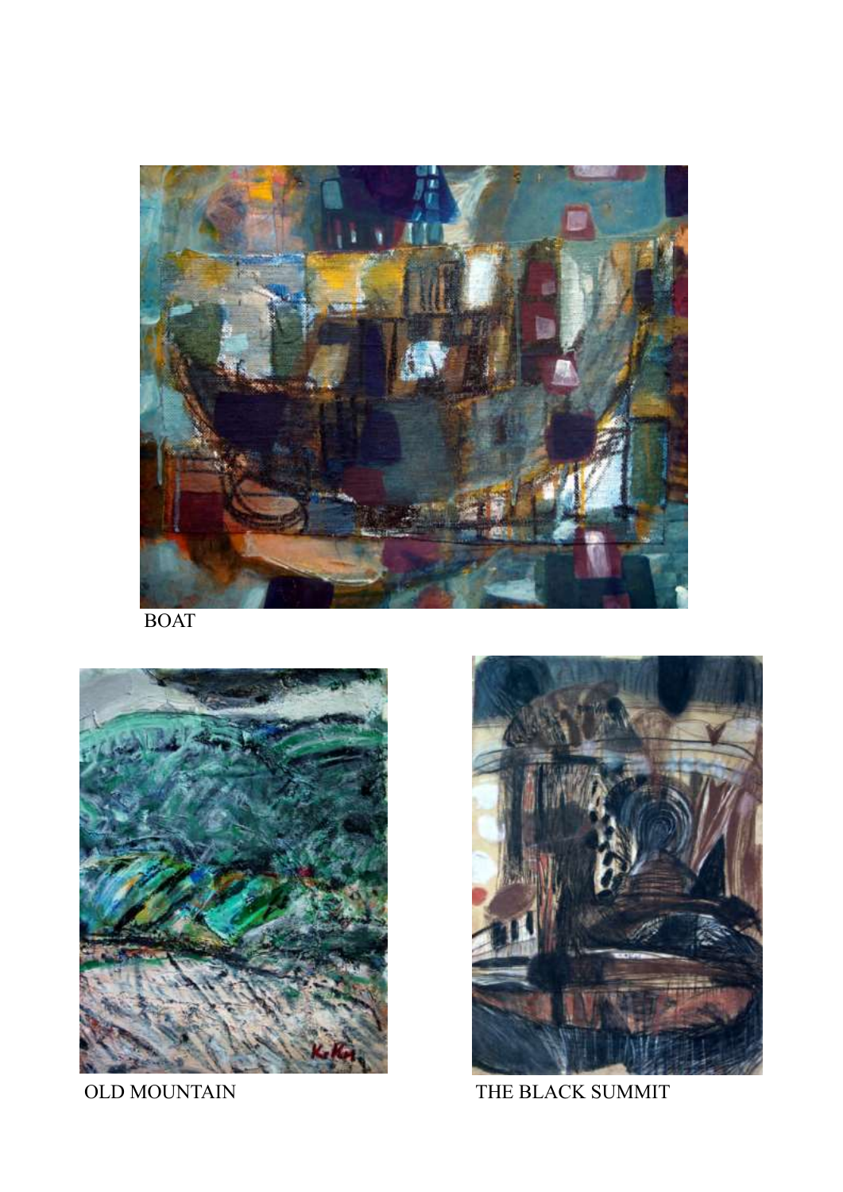BOAT

OLD MOUNTAIN

THE BLACK SUMMIT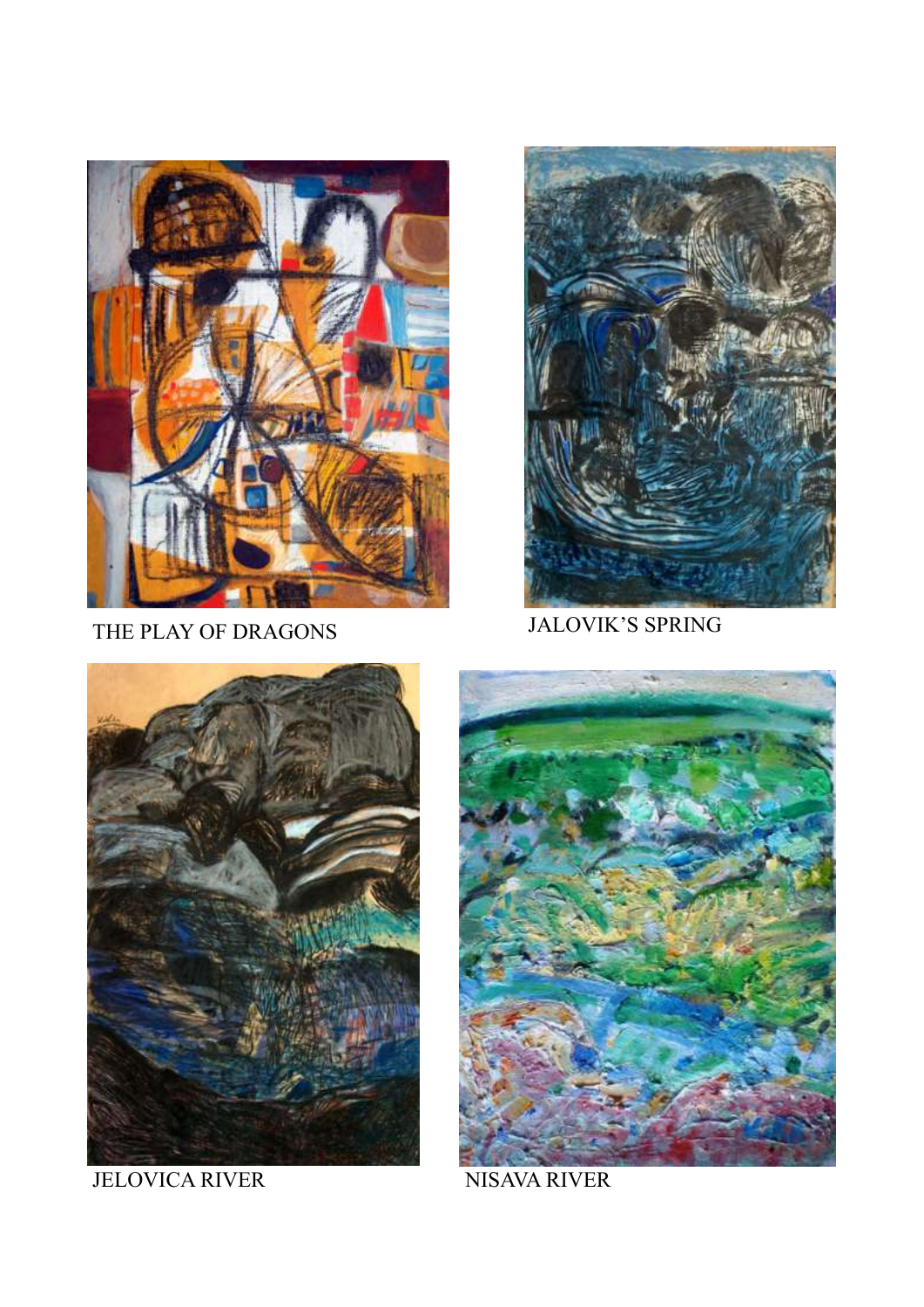THE PLAY OF DRAGONS

JALOVIK'S SPRING

JELOVICA RIVER

NISAVA RIVER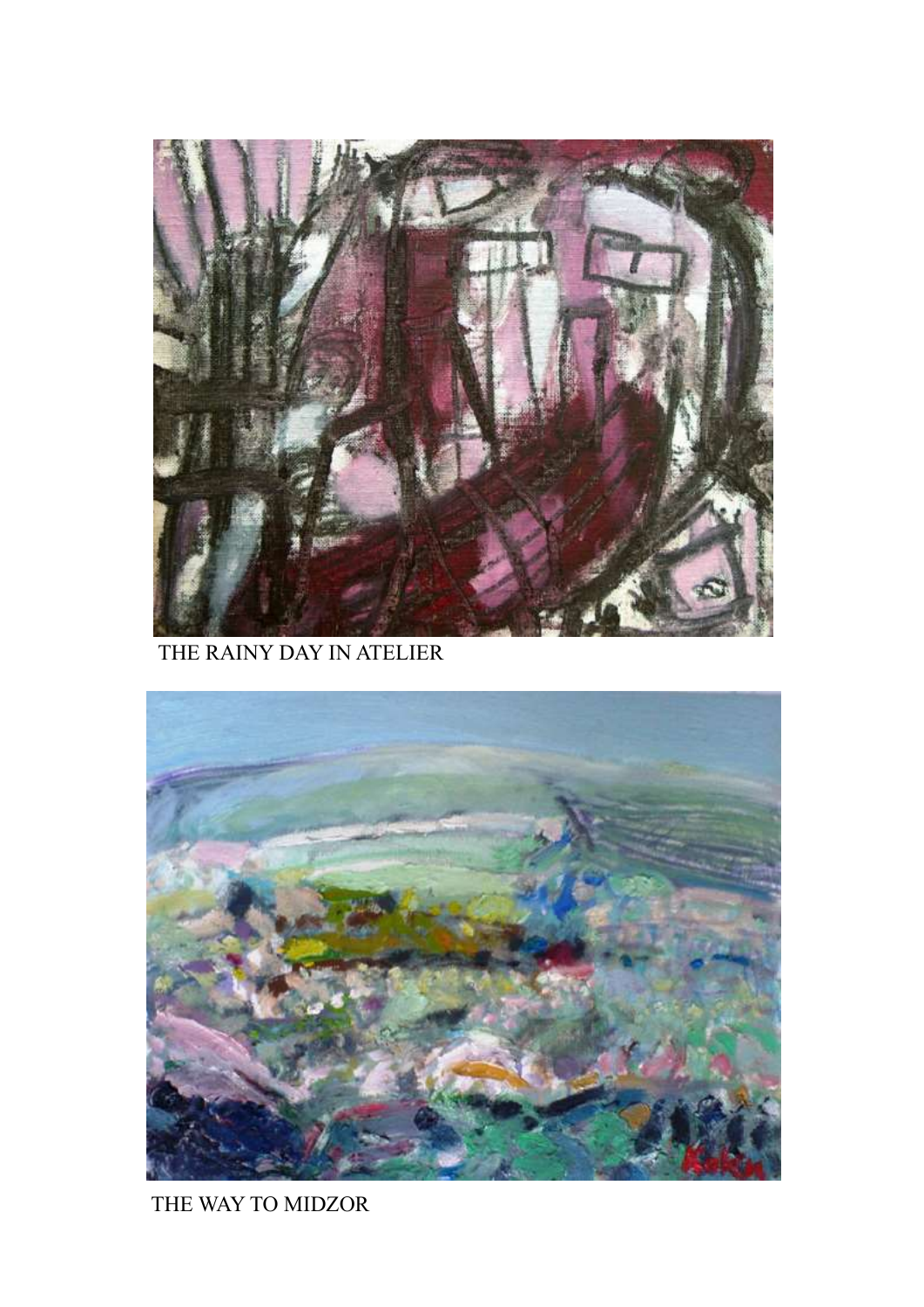THE RAINY DAY IN ATELIER

THE WAY TO MIDZOR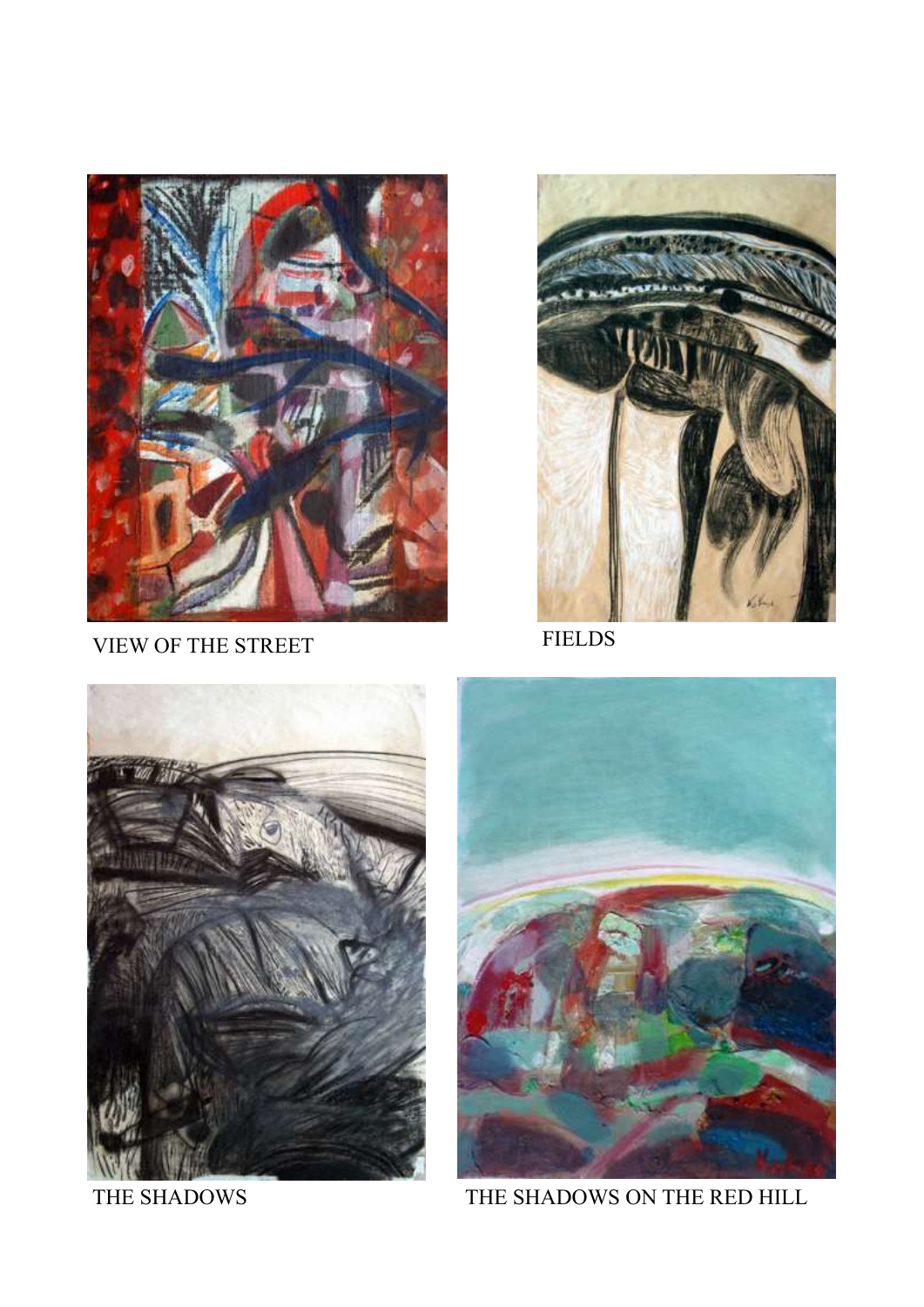VIEW OF THE STREET

FIELDS

THE SHADOWS

THE SHADOWS ON THE RED HILL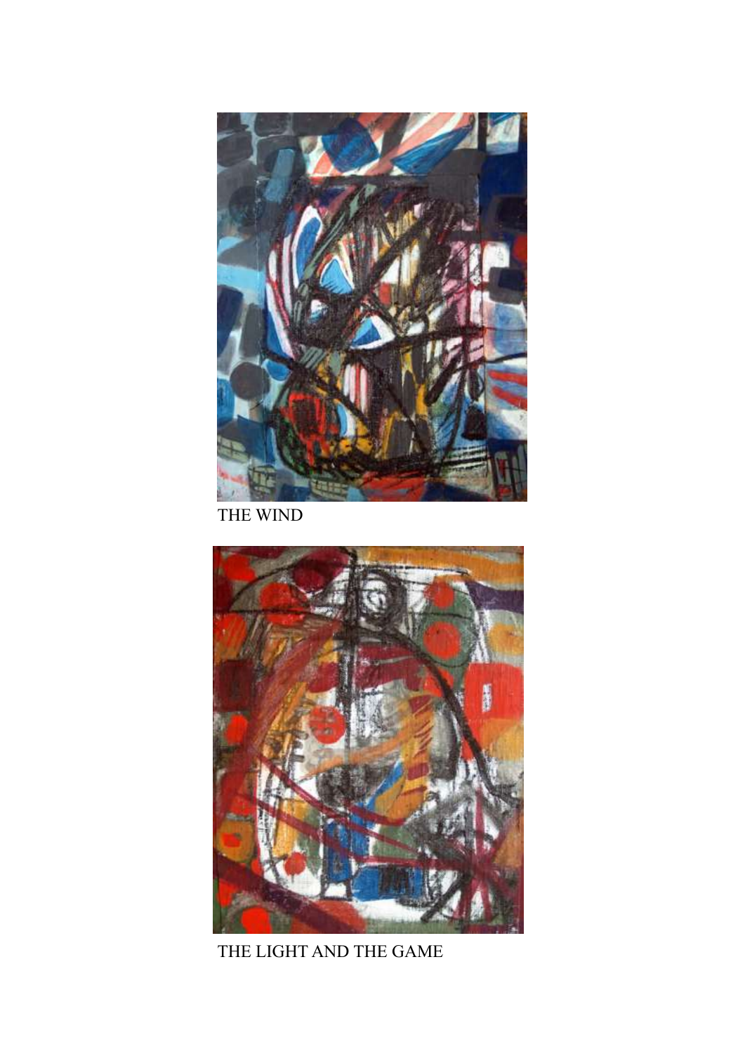THE WIND

THE LIGHT AND THE GAME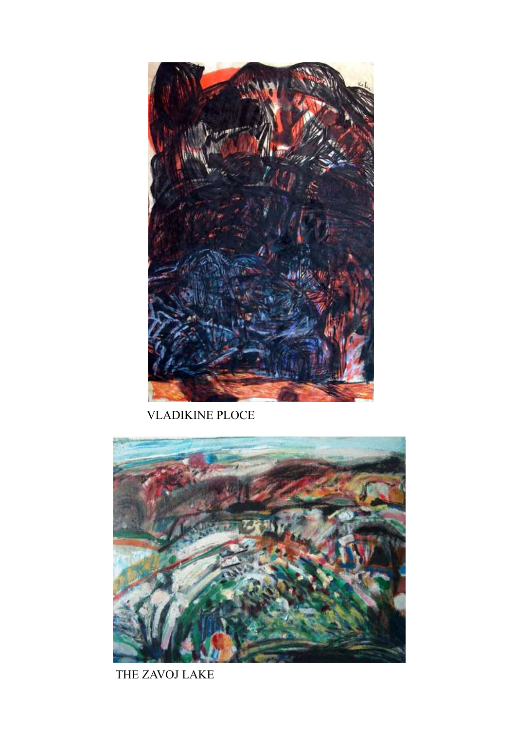VLADIKINE PLOCE

THE ZAVOJ LAKE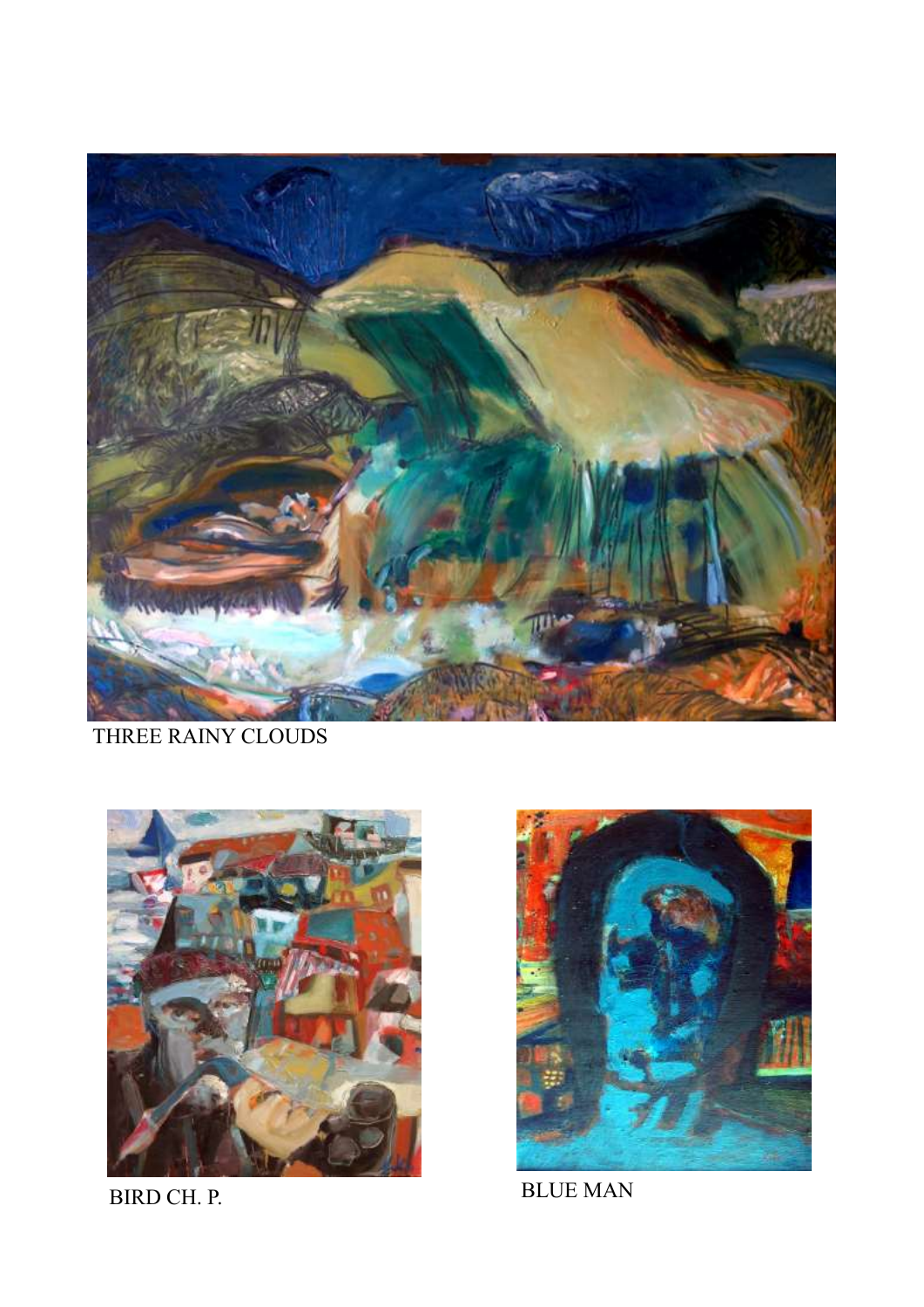THREE RAINY CLOUDS

BIRD CH. P.

BLUE MAN